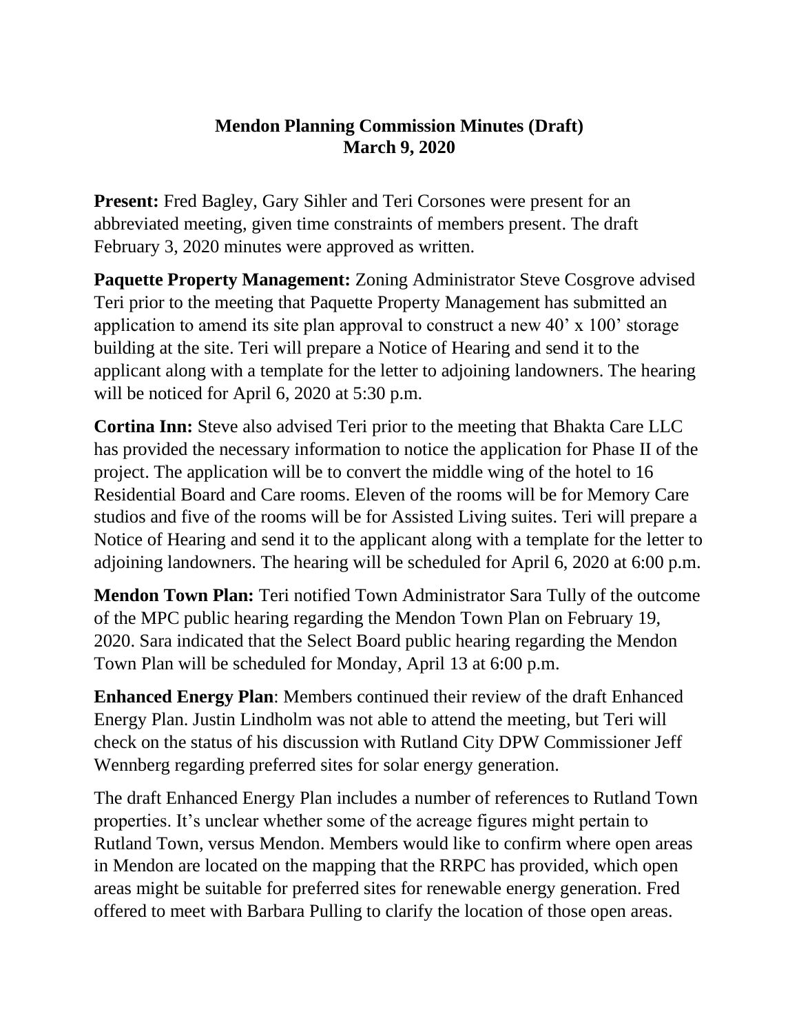# Mendon Planning Commission Minutes (Draft)
## March 9, 2020

**Present:** Fred Bagley, Gary Sihler and Teri Corsones were present for an abbreviated meeting, given time constraints of members present. The draft February 3, 2020 minutes were approved as written.

**Paquette Property Management:** Zoning Administrator Steve Cosgrove advised Teri prior to the meeting that Paquette Property Management has submitted an application to amend its site plan approval to construct a new 40' x 100' storage building at the site. Teri will prepare a Notice of Hearing and send it to the applicant along with a template for the letter to adjoining landowners. The hearing will be noticed for April 6, 2020 at 5:30 p.m.

**Cortina Inn:** Steve also advised Teri prior to the meeting that Bhakta Care LLC has provided the necessary information to notice the application for Phase II of the project. The application will be to convert the middle wing of the hotel to 16 Residential Board and Care rooms. Eleven of the rooms will be for Memory Care studios and five of the rooms will be for Assisted Living suites. Teri will prepare a Notice of Hearing and send it to the applicant along with a template for the letter to adjoining landowners. The hearing will be scheduled for April 6, 2020 at 6:00 p.m.

**Mendon Town Plan:** Teri notified Town Administrator Sara Tully of the outcome of the MPC public hearing regarding the Mendon Town Plan on February 19, 2020. Sara indicated that the Select Board public hearing regarding the Mendon Town Plan will be scheduled for Monday, April 13 at 6:00 p.m.

**Enhanced Energy Plan**: Members continued their review of the draft Enhanced Energy Plan. Justin Lindholm was not able to attend the meeting, but Teri will check on the status of his discussion with Rutland City DPW Commissioner Jeff Wennberg regarding preferred sites for solar energy generation.

The draft Enhanced Energy Plan includes a number of references to Rutland Town properties. It's unclear whether some of the acreage figures might pertain to Rutland Town, versus Mendon. Members would like to confirm where open areas in Mendon are located on the mapping that the RRPC has provided, which open areas might be suitable for preferred sites for renewable energy generation. Fred offered to meet with Barbara Pulling to clarify the location of those open areas.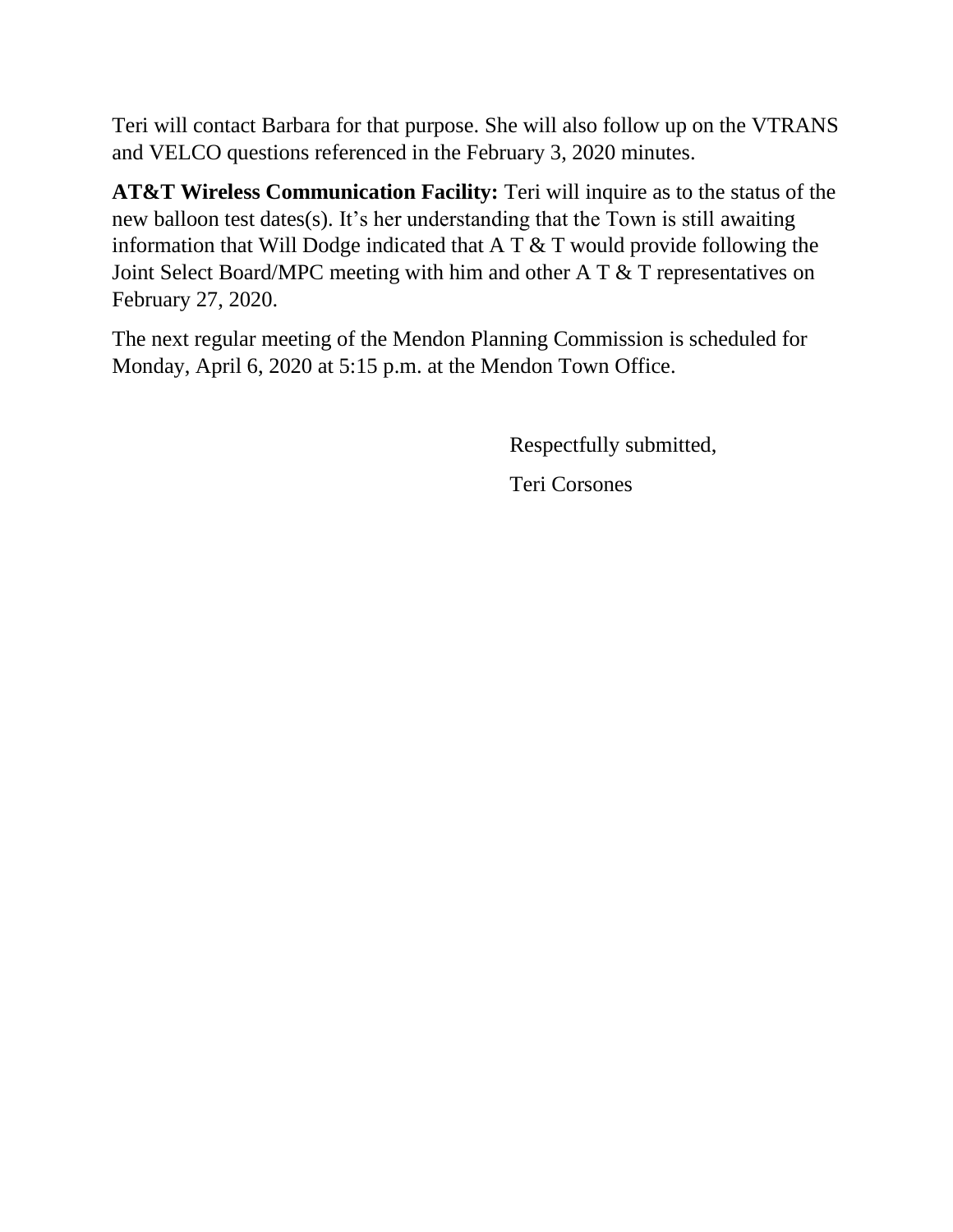Teri will contact Barbara for that purpose. She will also follow up on the VTRANS and VELCO questions referenced in the February 3, 2020 minutes.

**AT&T Wireless Communication Facility:** Teri will inquire as to the status of the new balloon test dates(s). It's her understanding that the Town is still awaiting information that Will Dodge indicated that A T & T would provide following the Joint Select Board/MPC meeting with him and other A T & T representatives on February 27, 2020.

The next regular meeting of the Mendon Planning Commission is scheduled for Monday, April 6, 2020 at 5:15 p.m. at the Mendon Town Office.

Respectfully submitted,

Teri Corsones